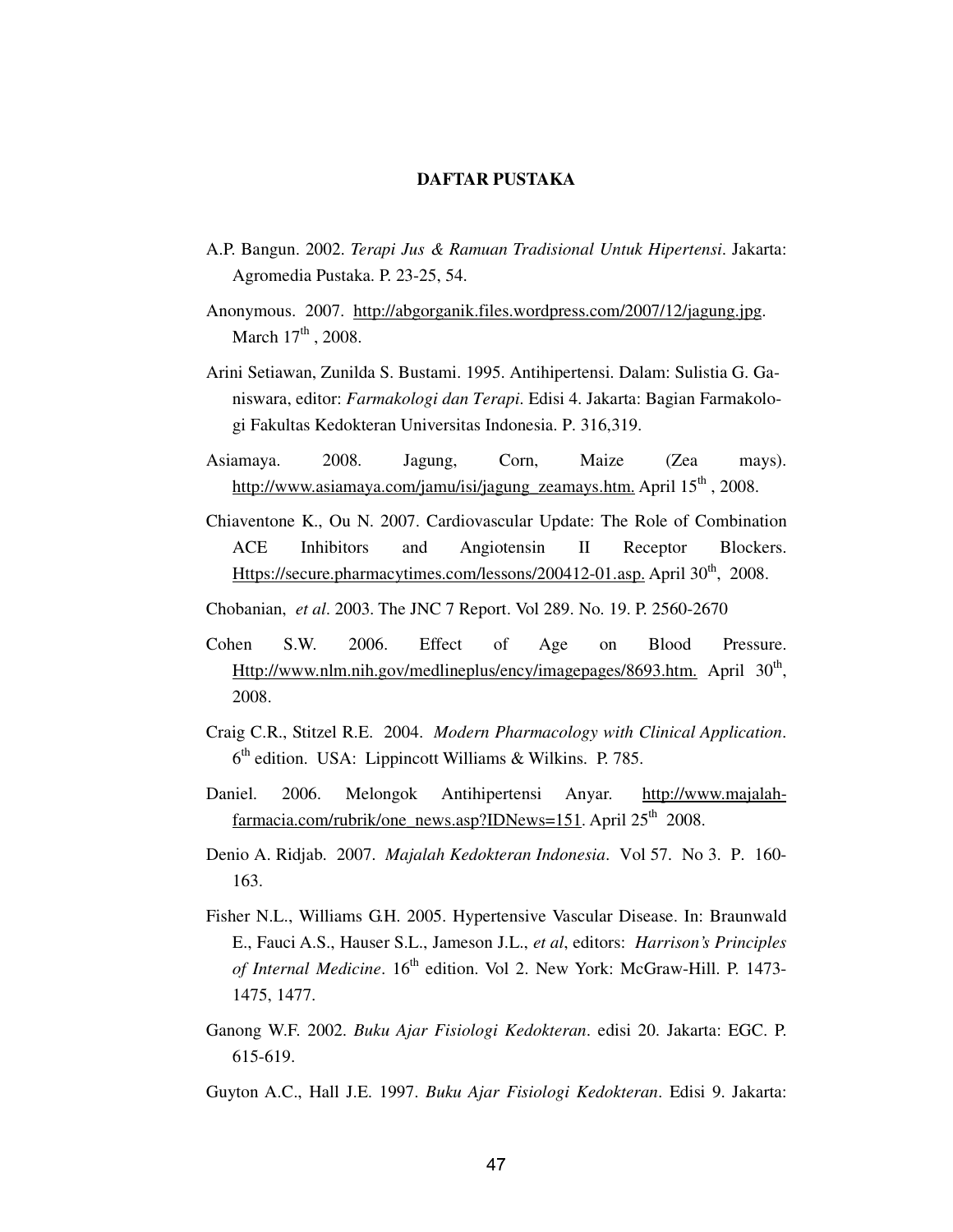# DAFTAR PUSTAKA

A.P. Bangun. 2002. *Terapi Jus & Ramuan Tradisional Untuk Hipertensi*. Jakarta: Agromedia Pustaka. P. 23-25, 54.

Anonymous. 2007. http://abgorganik.files.wordpress.com/2007/12/jagung.jpg. March 17th , 2008.

Arini Setiawan, Zunilda S. Bustami. 1995. Antihipertensi. Dalam: Sulistia G. Ganiswara, editor: *Farmakologi dan Terapi*. Edisi 4. Jakarta: Bagian Farmakologi Fakultas Kedokteran Universitas Indonesia. P. 316,319.

Asiamaya. 2008. Jagung, Corn, Maize (Zea mays). http://www.asiamaya.com/jamu/isi/jagung_zeamays.htm. April 15th , 2008.

Chiaventone K., Ou N. 2007. Cardiovascular Update: The Role of Combination ACE Inhibitors and Angiotensin II Receptor Blockers. Https://secure.pharmacytimes.com/lessons/200412-01.asp. April 30th, 2008.

Chobanian, *et al*. 2003. The JNC 7 Report. Vol 289. No. 19. P. 2560-2670

Cohen S.W. 2006. Effect of Age on Blood Pressure. Http://www.nlm.nih.gov/medlineplus/ency/imagepages/8693.htm. April 30th, 2008.

Craig C.R., Stitzel R.E. 2004. *Modern Pharmacology with Clinical Application*. 6th edition. USA: Lippincott Williams & Wilkins. P. 785.

Daniel. 2006. Melongok Antihipertensi Anyar. http://www.majalah-farmacia.com/rubrik/one_news.asp?IDNews=151. April 25th 2008.

Denio A. Ridjab. 2007. *Majalah Kedokteran Indonesia*. Vol 57. No 3. P. 160-163.

Fisher N.L., Williams G.H. 2005. Hypertensive Vascular Disease. In: Braunwald E., Fauci A.S., Hauser S.L., Jameson J.L., *et al*, editors: *Harrison's Principles of Internal Medicine*. 16th edition. Vol 2. New York: McGraw-Hill. P. 1473-1475, 1477.

Ganong W.F. 2002. *Buku Ajar Fisiologi Kedokteran*. edisi 20. Jakarta: EGC. P. 615-619.

Guyton A.C., Hall J.E. 1997. *Buku Ajar Fisiologi Kedokteran*. Edisi 9. Jakarta: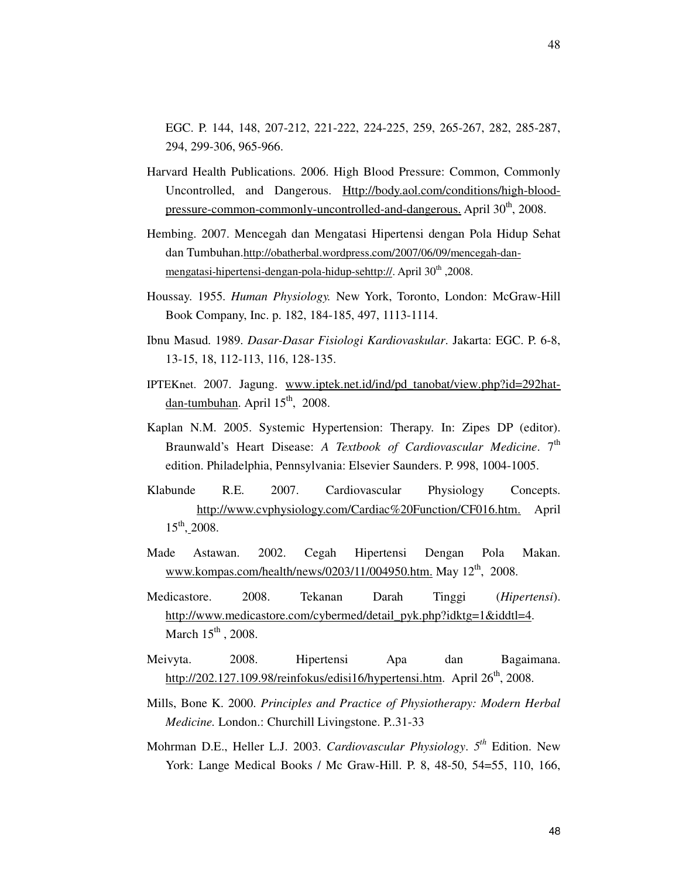EGC. P. 144, 148, 207-212, 221-222, 224-225, 259, 265-267, 282, 285-287, 294, 299-306, 965-966.

Harvard Health Publications. 2006. High Blood Pressure: Common, Commonly Uncontrolled, and Dangerous. Http://body.aol.com/conditions/high-blood-pressure-common-commonly-uncontrolled-and-dangerous. April 30th, 2008.

Hembing. 2007. Mencegah dan Mengatasi Hipertensi dengan Pola Hidup Sehat dan Tumbuhan.http://obatherbal.wordpress.com/2007/06/09/mencegah-dan-mengatasi-hipertensi-dengan-pola-hidup-sehttp://. April 30th ,2008.

Houssay. 1955. *Human Physiology.* New York, Toronto, London: McGraw-Hill Book Company, Inc. p. 182, 184-185, 497, 1113-1114.

Ibnu Masud. 1989. *Dasar-Dasar Fisiologi Kardiovaskular*. Jakarta: EGC. P. 6-8, 13-15, 18, 112-113, 116, 128-135.

IPTEKnet. 2007. Jagung. www.iptek.net.id/ind/pd_tanobat/view.php?id=292hat-dan-tumbuhan. April 15th, 2008.

Kaplan N.M. 2005. Systemic Hypertension: Therapy. In: Zipes DP (editor). Braunwald's Heart Disease: *A Textbook of Cardiovascular Medicine*. 7th edition. Philadelphia, Pennsylvania: Elsevier Saunders. P. 998, 1004-1005.

Klabunde R.E. 2007. Cardiovascular Physiology Concepts. http://www.cvphysiology.com/Cardiac%20Function/CF016.htm. April 15th, 2008.

Made Astawan. 2002. Cegah Hipertensi Dengan Pola Makan. www.kompas.com/health/news/0203/11/004950.htm. May 12th, 2008.

Medicastore. 2008. Tekanan Darah Tinggi (*Hipertensi*). http://www.medicastore.com/cybermed/detail_pyk.php?idktg=1&iddtl=4. March 15th , 2008.

Meivyta. 2008. Hipertensi Apa dan Bagaimana. http://202.127.109.98/reinfokus/edisi16/hypertensi.htm. April 26th, 2008.

Mills, Bone K. 2000. *Principles and Practice of Physiotherapy: Modern Herbal Medicine.* London.: Churchill Livingstone. P..31-33

Mohrman D.E., Heller L.J. 2003. *Cardiovascular Physiology*. *5th* Edition. New York: Lange Medical Books / Mc Graw-Hill. P. 8, 48-50, 54=55, 110, 166,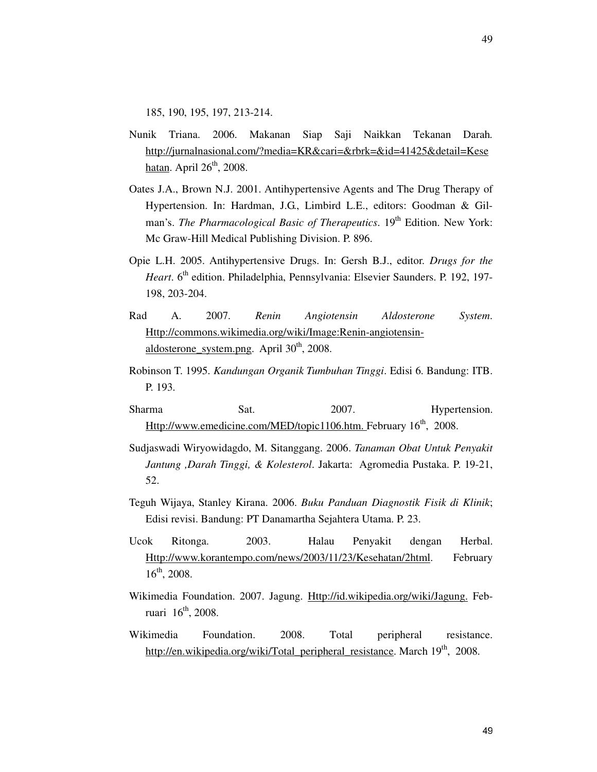185, 190, 195, 197, 213-214.

Nunik Triana. 2006. Makanan Siap Saji Naikkan Tekanan Darah. http://jurnalnasional.com/?media=KR&cari=&rbrk=&id=41425&detail=Kesehatan. April 26th, 2008.

Oates J.A., Brown N.J. 2001. Antihypertensive Agents and The Drug Therapy of Hypertension. In: Hardman, J.G., Limbird L.E., editors: Goodman & Gilman's. *The Pharmacological Basic of Therapeutics*. 19th Edition. New York: Mc Graw-Hill Medical Publishing Division. P. 896.

Opie L.H. 2005. Antihypertensive Drugs. In: Gersh B.J., editor. *Drugs for the Heart*. 6th edition. Philadelphia, Pennsylvania: Elsevier Saunders. P. 192, 197-198, 203-204.

Rad A. 2007. *Renin Angiotensin Aldosterone System*. Http://commons.wikimedia.org/wiki/Image:Renin-angiotensin-aldosterone_system.png. April 30th, 2008.

Robinson T. 1995. *Kandungan Organik Tumbuhan Tinggi*. Edisi 6. Bandung: ITB. P. 193.

Sharma Sat. 2007. Hypertension. Http://www.emedicine.com/MED/topic1106.htm. February 16th, 2008.

Sudjaswadi Wiryowidagdo, M. Sitanggang. 2006. *Tanaman Obat Untuk Penyakit Jantung ,Darah Tinggi, & Kolesterol*. Jakarta: Agromedia Pustaka. P. 19-21, 52.

Teguh Wijaya, Stanley Kirana. 2006. *Buku Panduan Diagnostik Fisik di Klinik*; Edisi revisi. Bandung: PT Danamartha Sejahtera Utama. P. 23.

Ucok Ritonga. 2003. Halau Penyakit dengan Herbal. Http://www.korantempo.com/news/2003/11/23/Kesehatan/2html. February 16th, 2008.

Wikimedia Foundation. 2007. Jagung. Http://id.wikipedia.org/wiki/Jagung. Februari 16th, 2008.

Wikimedia Foundation. 2008. Total peripheral resistance. http://en.wikipedia.org/wiki/Total_peripheral_resistance. March 19th, 2008.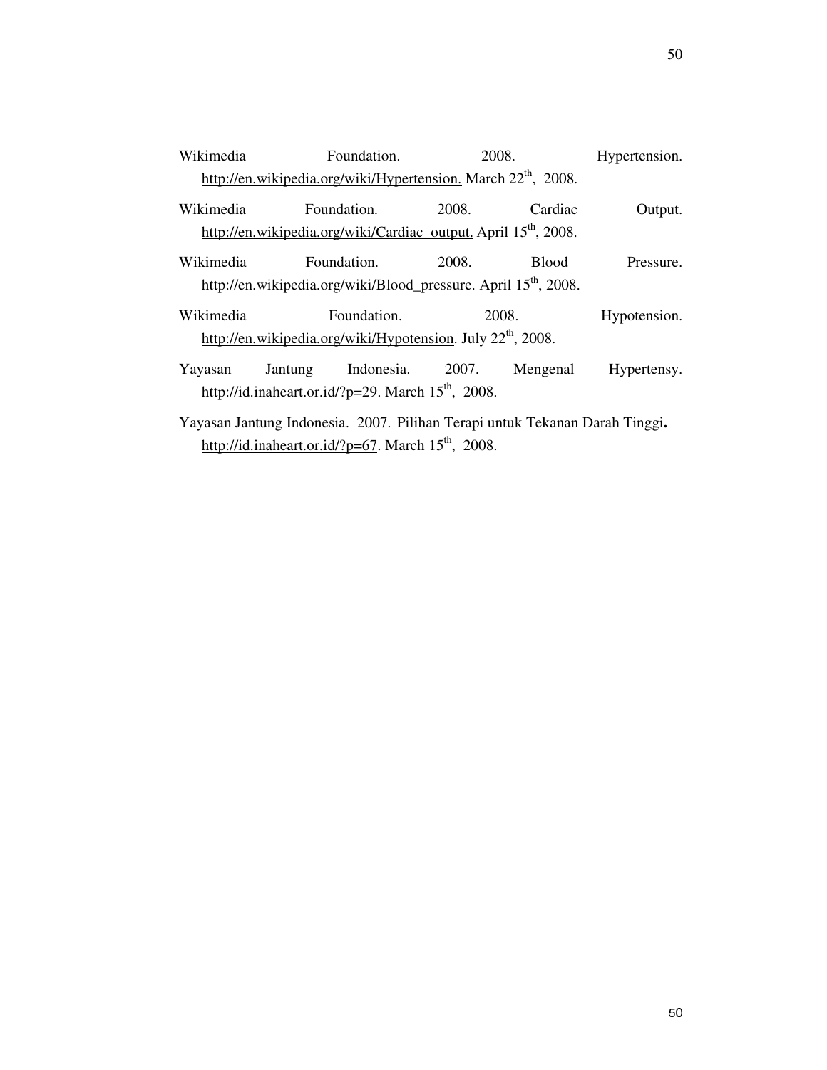Wikimedia Foundation. 2008. Hypertension. http://en.wikipedia.org/wiki/Hypertension. March 22th, 2008.

Wikimedia Foundation. 2008. Cardiac Output. http://en.wikipedia.org/wiki/Cardiac_output. April 15th, 2008.

Wikimedia Foundation. 2008. Blood Pressure. http://en.wikipedia.org/wiki/Blood_pressure. April 15th, 2008.

Wikimedia Foundation. 2008. Hypotension. http://en.wikipedia.org/wiki/Hypotension. July 22th, 2008.

Yayasan Jantung Indonesia. 2007. Mengenal Hypertensy. http://id.inaheart.or.id/?p=29. March 15th, 2008.

Yayasan Jantung Indonesia. 2007. Pilihan Terapi untuk Tekanan Darah Tinggi**.** http://id.inaheart.or.id/?p=67. March 15th, 2008.